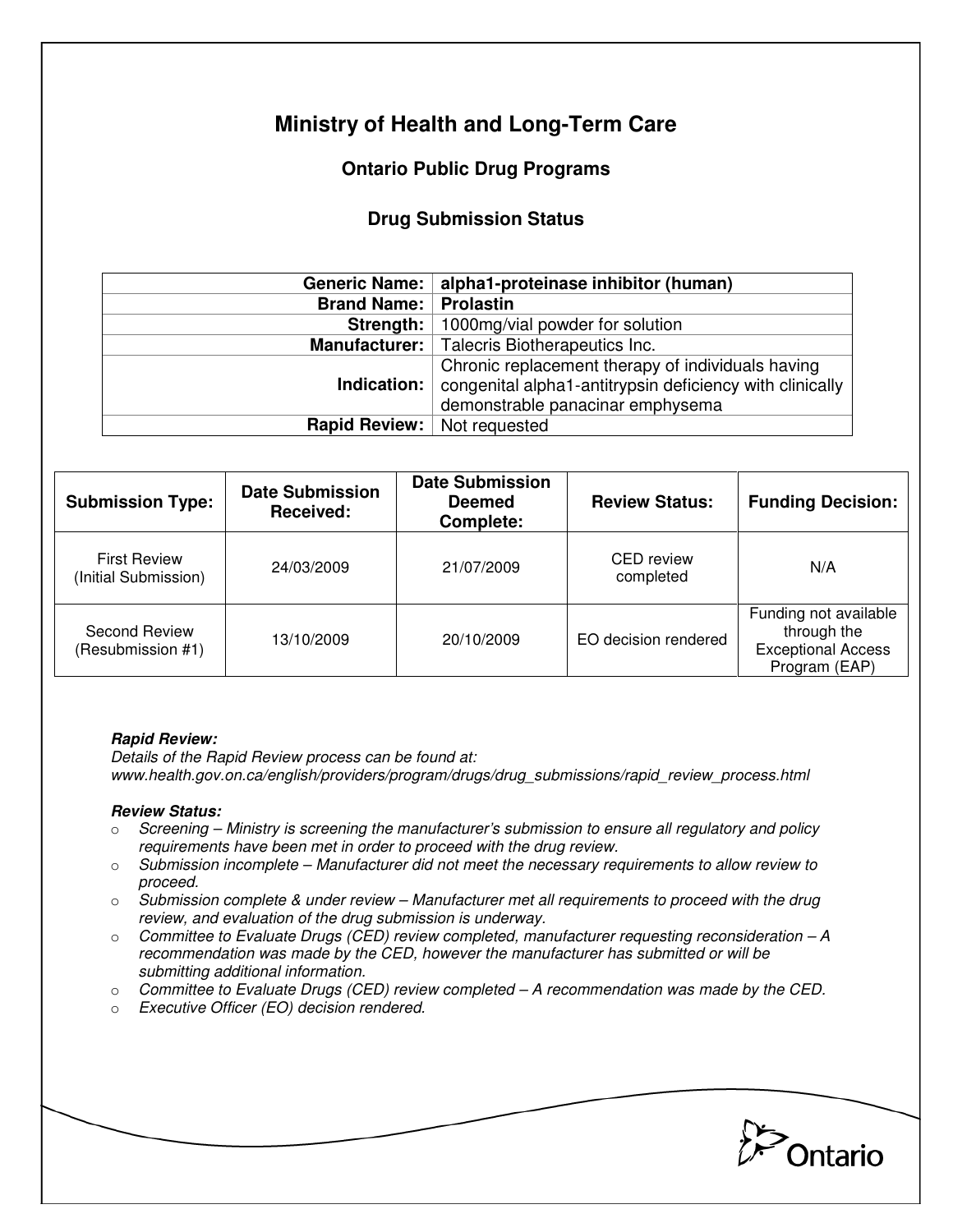# Ministry of Health and Long-Term Care

## Ontario Public Drug Programs

### Drug Submission Status

| | |
|---|---|
| **Generic Name:** | **alpha1-proteinase inhibitor (human)** |
| **Brand Name:** | **Prolastin** |
| **Strength:** | 1000mg/vial powder for solution |
| **Manufacturer:** | Talecris Biotherapeutics Inc. |
| **Indication:** | Chronic replacement therapy of individuals having congenital alpha1-antitrypsin deficiency with clinically demonstrable panacinar emphysema |
| **Rapid Review:** | Not requested |

| Submission Type: | Date Submission Received: | Date Submission Deemed Complete: | Review Status: | Funding Decision: |
|---|---|---|---|---|
| First Review (Initial Submission) | 24/03/2009 | 21/07/2009 | CED review completed | N/A |
| Second Review (Resubmission #1) | 13/10/2009 | 20/10/2009 | EO decision rendered | Funding not available through the Exceptional Access Program (EAP) |

***Rapid Review:***
*Details of the Rapid Review process can be found at:*
*www.health.gov.on.ca/english/providers/program/drugs/drug_submissions/rapid_review_process.html*

***Review Status:***

- *Screening – Ministry is screening the manufacturer's submission to ensure all regulatory and policy requirements have been met in order to proceed with the drug review.*
- *Submission incomplete – Manufacturer did not meet the necessary requirements to allow review to proceed.*
- *Submission complete & under review – Manufacturer met all requirements to proceed with the drug review, and evaluation of the drug submission is underway.*
- *Committee to Evaluate Drugs (CED) review completed, manufacturer requesting reconsideration – A recommendation was made by the CED, however the manufacturer has submitted or will be submitting additional information.*
- *Committee to Evaluate Drugs (CED) review completed – A recommendation was made by the CED.*
- *Executive Officer (EO) decision rendered.*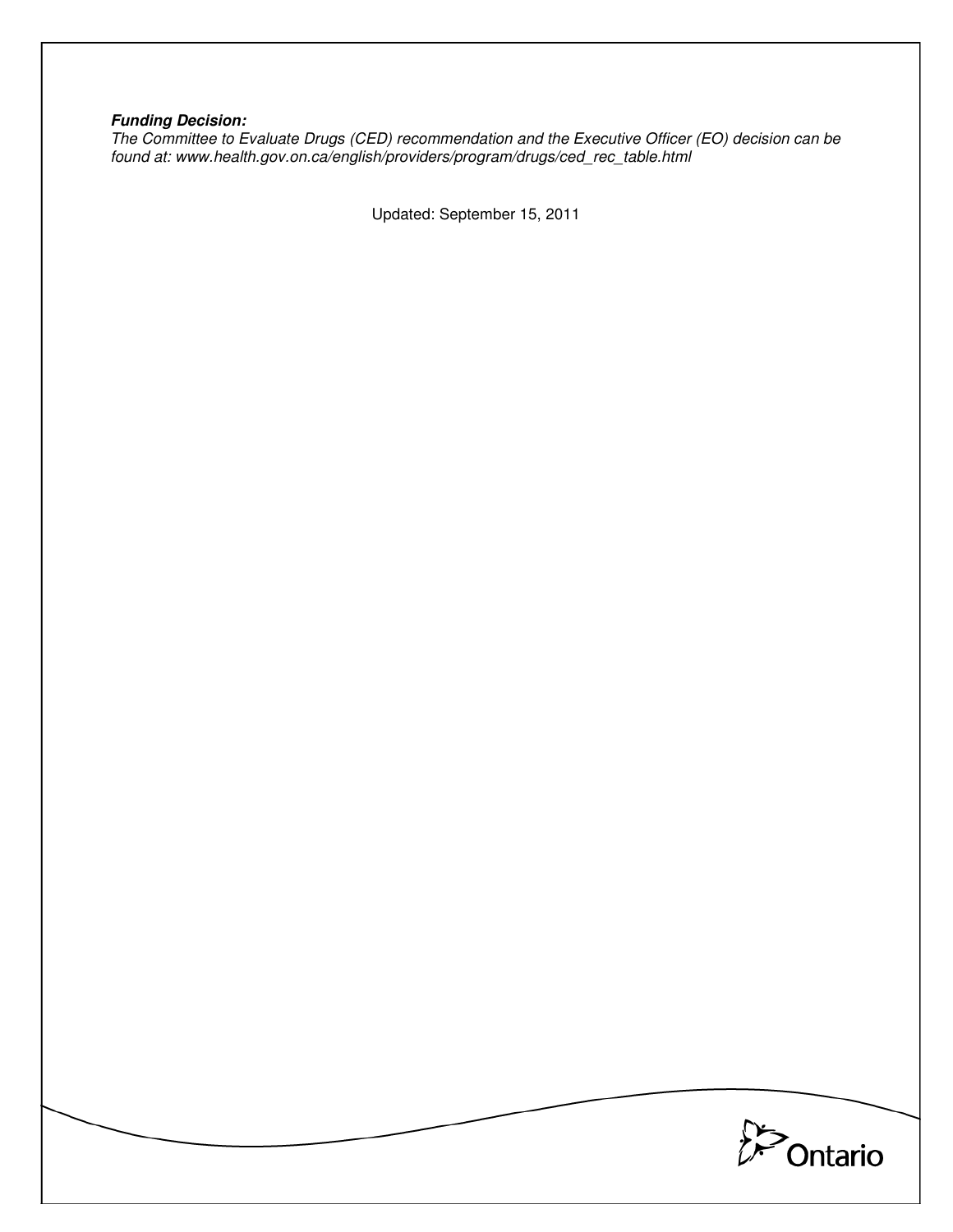***Funding Decision:***
*The Committee to Evaluate Drugs (CED) recommendation and the Executive Officer (EO) decision can be found at: www.health.gov.on.ca/english/providers/program/drugs/ced_rec_table.html*

Updated: September 15, 2011